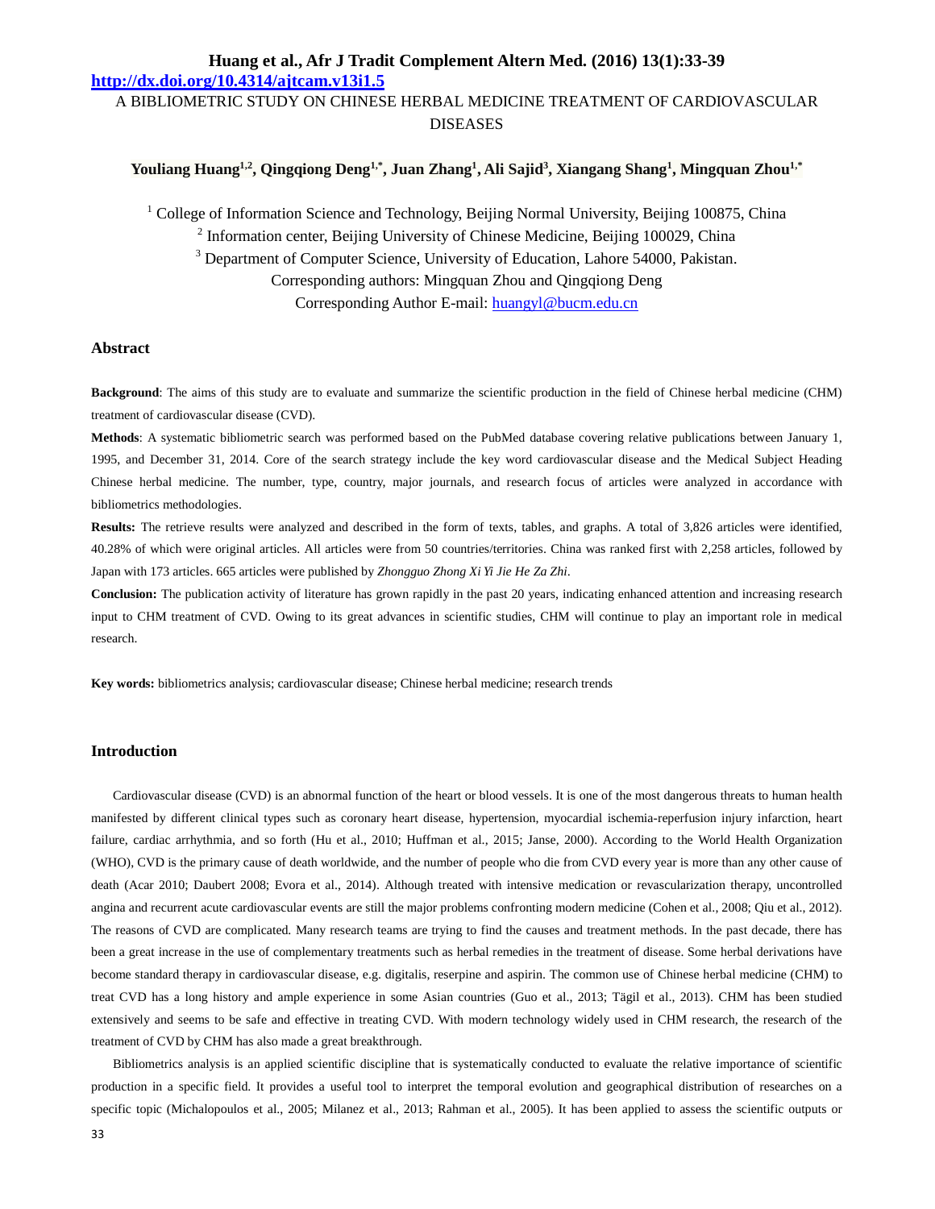# A BIBLIOMETRIC STUDY ON CHINESE HERBAL MEDICINE TREATMENT OF CARDIOVASCULAR DISEASES

**Youliang Huang[1,2], Qingqiong Deng[1,*], Juan Zhang[1], Ali Sajid[3], Xiangang Shang[1], Mingquan Zhou[1,*]**

[1] College of Information Science and Technology, Beijing Normal University, Beijing 100875, China
[2] Information center, Beijing University of Chinese Medicine, Beijing 100029, China
[3] Department of Computer Science, University of Education, Lahore 54000, Pakistan.
Corresponding authors: Mingquan Zhou and Qingqiong Deng
Corresponding Author E-mail: huangyl@bucm.edu.cn

## Abstract

**Background**: The aims of this study are to evaluate and summarize the scientific production in the field of Chinese herbal medicine (CHM) treatment of cardiovascular disease (CVD).

**Methods**: A systematic bibliometric search was performed based on the PubMed database covering relative publications between January 1, 1995, and December 31, 2014. Core of the search strategy include the key word cardiovascular disease and the Medical Subject Heading Chinese herbal medicine. The number, type, country, major journals, and research focus of articles were analyzed in accordance with bibliometrics methodologies.

**Results:** The retrieve results were analyzed and described in the form of texts, tables, and graphs. A total of 3,826 articles were identified, 40.28% of which were original articles. All articles were from 50 countries/territories. China was ranked first with 2,258 articles, followed by Japan with 173 articles. 665 articles were published by *Zhongguo Zhong Xi Yi Jie He Za Zhi*.

**Conclusion:** The publication activity of literature has grown rapidly in the past 20 years, indicating enhanced attention and increasing research input to CHM treatment of CVD. Owing to its great advances in scientific studies, CHM will continue to play an important role in medical research.

**Key words:** bibliometrics analysis; cardiovascular disease; Chinese herbal medicine; research trends

## Introduction

Cardiovascular disease (CVD) is an abnormal function of the heart or blood vessels. It is one of the most dangerous threats to human health manifested by different clinical types such as coronary heart disease, hypertension, myocardial ischemia-reperfusion injury infarction, heart failure, cardiac arrhythmia, and so forth (Hu et al., 2010; Huffman et al., 2015; Janse, 2000). According to the World Health Organization (WHO), CVD is the primary cause of death worldwide, and the number of people who die from CVD every year is more than any other cause of death (Acar 2010; Daubert 2008; Evora et al., 2014). Although treated with intensive medication or revascularization therapy, uncontrolled angina and recurrent acute cardiovascular events are still the major problems confronting modern medicine (Cohen et al., 2008; Qiu et al., 2012). The reasons of CVD are complicated. Many research teams are trying to find the causes and treatment methods. In the past decade, there has been a great increase in the use of complementary treatments such as herbal remedies in the treatment of disease. Some herbal derivations have become standard therapy in cardiovascular disease, e.g. digitalis, reserpine and aspirin. The common use of Chinese herbal medicine (CHM) to treat CVD has a long history and ample experience in some Asian countries (Guo et al., 2013; Tägil et al., 2013). CHM has been studied extensively and seems to be safe and effective in treating CVD. With modern technology widely used in CHM research, the research of the treatment of CVD by CHM has also made a great breakthrough.

Bibliometrics analysis is an applied scientific discipline that is systematically conducted to evaluate the relative importance of scientific production in a specific field. It provides a useful tool to interpret the temporal evolution and geographical distribution of researches on a specific topic (Michalopoulos et al., 2005; Milanez et al., 2013; Rahman et al., 2005). It has been applied to assess the scientific outputs or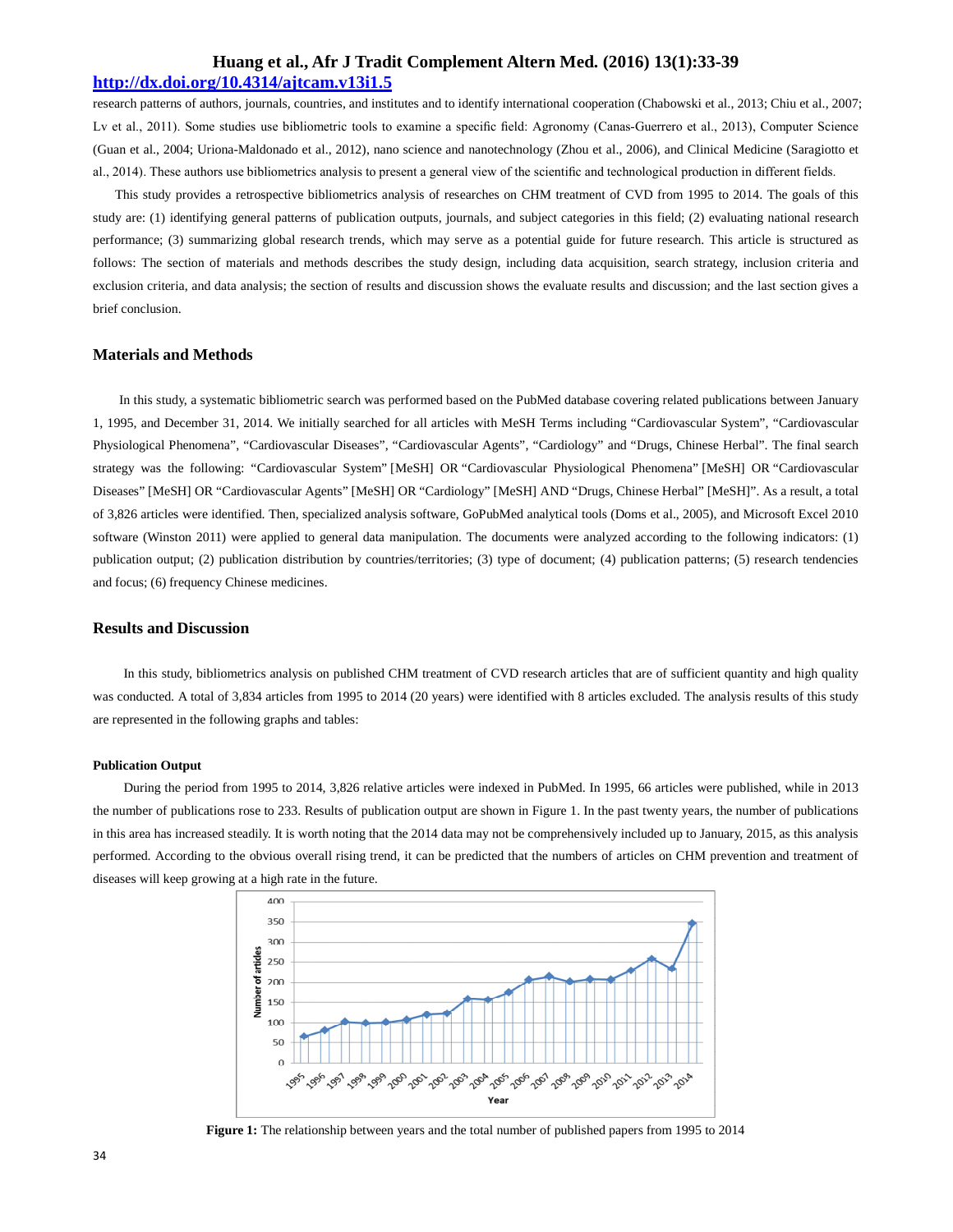research patterns of authors, journals, countries, and institutes and to identify international cooperation (Chabowski et al., 2013; Chiu et al., 2007; Lv et al., 2011). Some studies use bibliometric tools to examine a specific field: Agronomy (Canas-Guerrero et al., 2013), Computer Science (Guan et al., 2004; Uriona-Maldonado et al., 2012), nano science and nanotechnology (Zhou et al., 2006), and Clinical Medicine (Saragiotto et al., 2014). These authors use bibliometrics analysis to present a general view of the scientific and technological production in different fields.

This study provides a retrospective bibliometrics analysis of researches on CHM treatment of CVD from 1995 to 2014. The goals of this study are: (1) identifying general patterns of publication outputs, journals, and subject categories in this field; (2) evaluating national research performance; (3) summarizing global research trends, which may serve as a potential guide for future research. This article is structured as follows: The section of materials and methods describes the study design, including data acquisition, search strategy, inclusion criteria and exclusion criteria, and data analysis; the section of results and discussion shows the evaluate results and discussion; and the last section gives a brief conclusion.

## Materials and Methods

In this study, a systematic bibliometric search was performed based on the PubMed database covering related publications between January 1, 1995, and December 31, 2014. We initially searched for all articles with MeSH Terms including "Cardiovascular System", "Cardiovascular Physiological Phenomena", "Cardiovascular Diseases", "Cardiovascular Agents", "Cardiology" and "Drugs, Chinese Herbal". The final search strategy was the following: "Cardiovascular System" [MeSH] OR "Cardiovascular Physiological Phenomena" [MeSH] OR "Cardiovascular Diseases" [MeSH] OR "Cardiovascular Agents" [MeSH] OR "Cardiology" [MeSH] AND "Drugs, Chinese Herbal" [MeSH]". As a result, a total of 3,826 articles were identified. Then, specialized analysis software, GoPubMed analytical tools (Doms et al., 2005), and Microsoft Excel 2010 software (Winston 2011) were applied to general data manipulation. The documents were analyzed according to the following indicators: (1) publication output; (2) publication distribution by countries/territories; (3) type of document; (4) publication patterns; (5) research tendencies and focus; (6) frequency Chinese medicines.

## Results and Discussion

In this study, bibliometrics analysis on published CHM treatment of CVD research articles that are of sufficient quantity and high quality was conducted. A total of 3,834 articles from 1995 to 2014 (20 years) were identified with 8 articles excluded. The analysis results of this study are represented in the following graphs and tables:

### Publication Output

During the period from 1995 to 2014, 3,826 relative articles were indexed in PubMed. In 1995, 66 articles were published, while in 2013 the number of publications rose to 233. Results of publication output are shown in Figure 1. In the past twenty years, the number of publications in this area has increased steadily. It is worth noting that the 2014 data may not be comprehensively included up to January, 2015, as this analysis performed. According to the obvious overall rising trend, it can be predicted that the numbers of articles on CHM prevention and treatment of diseases will keep growing at a high rate in the future.

**Figure 1:** The relationship between years and the total number of published papers from 1995 to 2014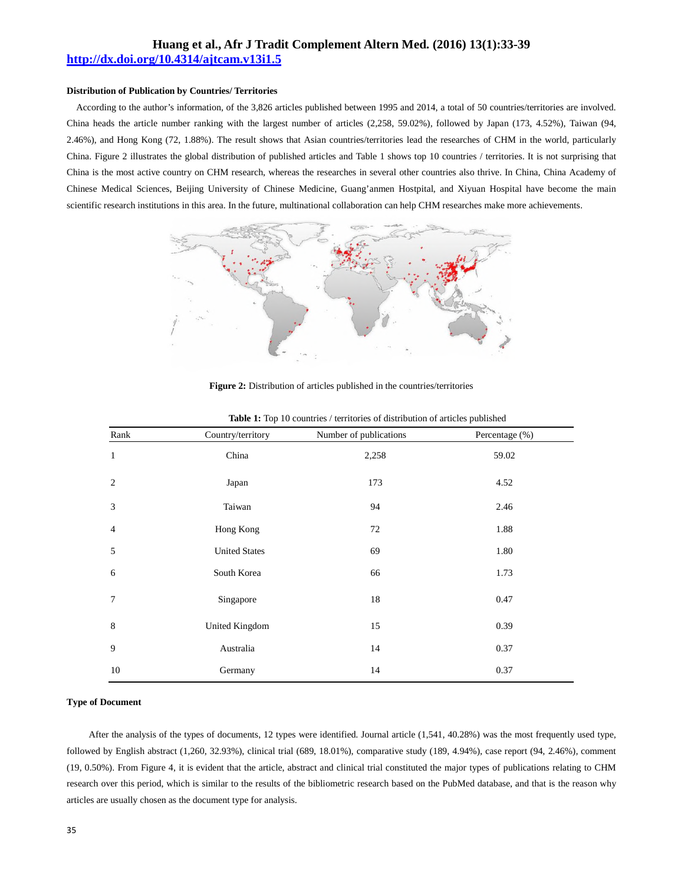### Distribution of Publication by Countries/ Territories

According to the author's information, of the 3,826 articles published between 1995 and 2014, a total of 50 countries/territories are involved. China heads the article number ranking with the largest number of articles (2,258, 59.02%), followed by Japan (173, 4.52%), Taiwan (94, 2.46%), and Hong Kong (72, 1.88%). The result shows that Asian countries/territories lead the researches of CHM in the world, particularly China. Figure 2 illustrates the global distribution of published articles and Table 1 shows top 10 countries / territories. It is not surprising that China is the most active country on CHM research, whereas the researches in several other countries also thrive. In China, China Academy of Chinese Medical Sciences, Beijing University of Chinese Medicine, Guang'anmen Hostpital, and Xiyuan Hospital have become the main scientific research institutions in this area. In the future, multinational collaboration can help CHM researches make more achievements.

**Figure 2:** Distribution of articles published in the countries/territories

**Table 1:** Top 10 countries / territories of distribution of articles published

| Rank | Country/territory | Number of publications | Percentage (%) |
|---|---|---|---|
| 1 | China | 2,258 | 59.02 |
| 2 | Japan | 173 | 4.52 |
| 3 | Taiwan | 94 | 2.46 |
| 4 | Hong Kong | 72 | 1.88 |
| 5 | United States | 69 | 1.80 |
| 6 | South Korea | 66 | 1.73 |
| 7 | Singapore | 18 | 0.47 |
| 8 | United Kingdom | 15 | 0.39 |
| 9 | Australia | 14 | 0.37 |
| 10 | Germany | 14 | 0.37 |

### Type of Document

After the analysis of the types of documents, 12 types were identified. Journal article (1,541, 40.28%) was the most frequently used type, followed by English abstract (1,260, 32.93%), clinical trial (689, 18.01%), comparative study (189, 4.94%), case report (94, 2.46%), comment (19, 0.50%). From Figure 4, it is evident that the article, abstract and clinical trial constituted the major types of publications relating to CHM research over this period, which is similar to the results of the bibliometric research based on the PubMed database, and that is the reason why articles are usually chosen as the document type for analysis.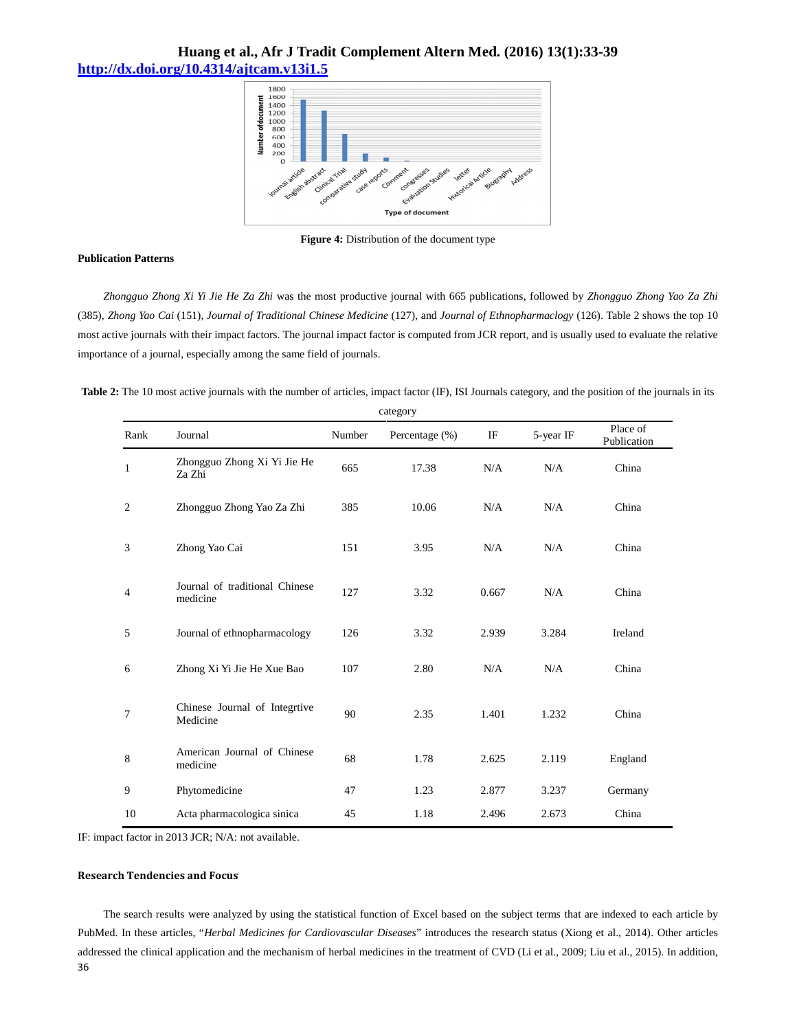**Figure 4:** Distribution of the document type

#### Publication Patterns

*Zhongguo Zhong Xi Yi Jie He Za Zhi* was the most productive journal with 665 publications, followed by *Zhongguo Zhong Yao Za Zhi* (385), *Zhong Yao Cai* (151), *Journal of Traditional Chinese Medicine* (127), and *Journal of Ethnopharmaclogy* (126). Table 2 shows the top 10 most active journals with their impact factors. The journal impact factor is computed from JCR report, and is usually used to evaluate the relative importance of a journal, especially among the same field of journals.

**Table 2:** The 10 most active journals with the number of articles, impact factor (IF), ISI Journals category, and the position of the journals in its category

| Rank | Journal | Number | Percentage (%) | IF | 5-year IF | Place of Publication |
|---|---|---|---|---|---|---|
| 1 | Zhongguo Zhong Xi Yi Jie He Za Zhi | 665 | 17.38 | N/A | N/A | China |
| 2 | Zhongguo Zhong Yao Za Zhi | 385 | 10.06 | N/A | N/A | China |
| 3 | Zhong Yao Cai | 151 | 3.95 | N/A | N/A | China |
| 4 | Journal of traditional Chinese medicine | 127 | 3.32 | 0.667 | N/A | China |
| 5 | Journal of ethnopharmacology | 126 | 3.32 | 2.939 | 3.284 | Ireland |
| 6 | Zhong Xi Yi Jie He Xue Bao | 107 | 2.80 | N/A | N/A | China |
| 7 | Chinese Journal of Integrtive Medicine | 90 | 2.35 | 1.401 | 1.232 | China |
| 8 | American Journal of Chinese medicine | 68 | 1.78 | 2.625 | 2.119 | England |
| 9 | Phytomedicine | 47 | 1.23 | 2.877 | 3.237 | Germany |
| 10 | Acta pharmacologica sinica | 45 | 1.18 | 2.496 | 2.673 | China |

IF: impact factor in 2013 JCR; N/A: not available.

#### Research Tendencies and Focus

The search results were analyzed by using the statistical function of Excel based on the subject terms that are indexed to each article by PubMed. In these articles, "*Herbal Medicines for Cardiovascular Diseases*" introduces the research status (Xiong et al., 2014). Other articles addressed the clinical application and the mechanism of herbal medicines in the treatment of CVD (Li et al., 2009; Liu et al., 2015). In addition,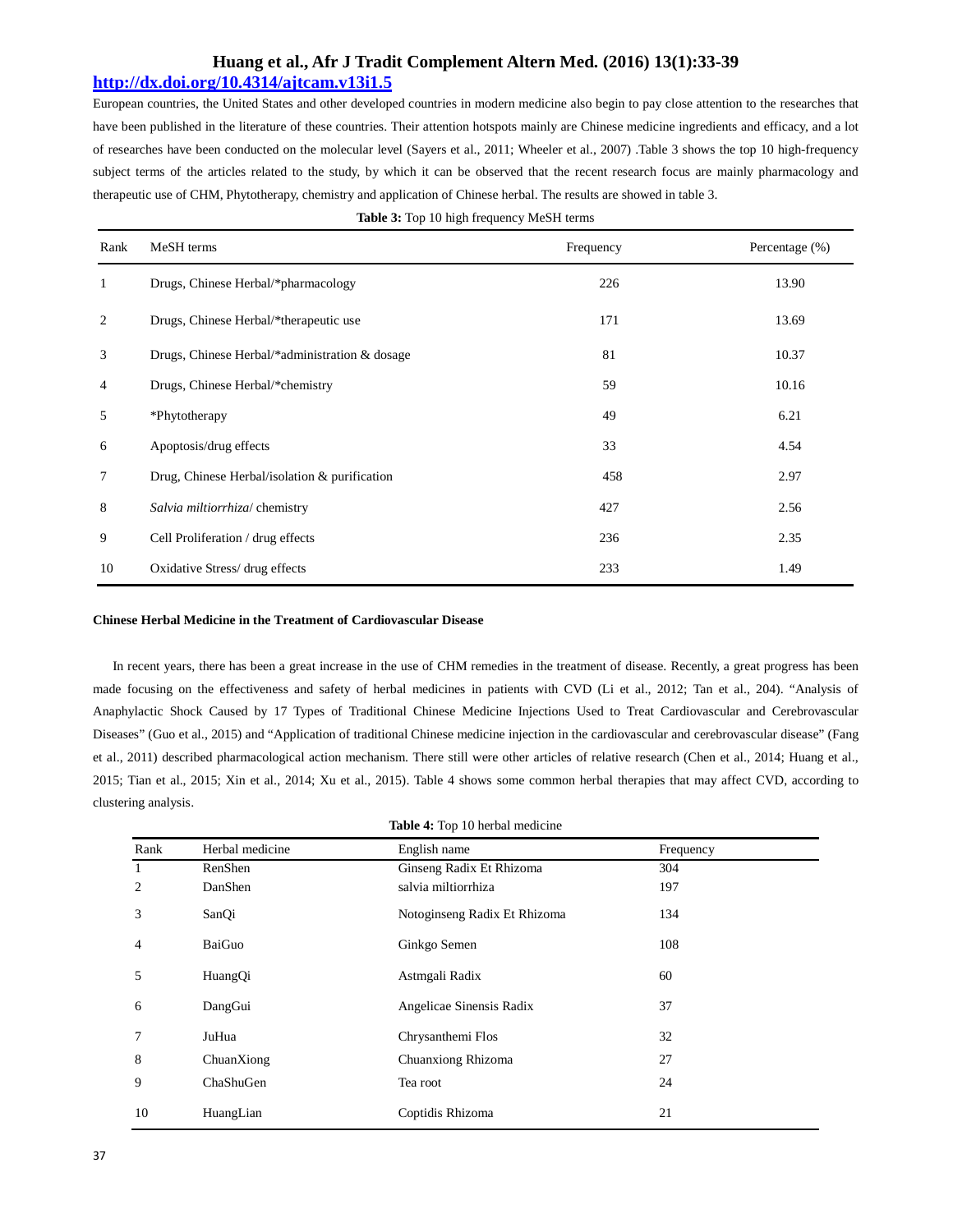European countries, the United States and other developed countries in modern medicine also begin to pay close attention to the researches that have been published in the literature of these countries. Their attention hotspots mainly are Chinese medicine ingredients and efficacy, and a lot of researches have been conducted on the molecular level (Sayers et al., 2011; Wheeler et al., 2007) .Table 3 shows the top 10 high-frequency subject terms of the articles related to the study, by which it can be observed that the recent research focus are mainly pharmacology and therapeutic use of CHM, Phytotherapy, chemistry and application of Chinese herbal. The results are showed in table 3.

**Table 3:** Top 10 high frequency MeSH terms

| Rank | MeSH terms | Frequency | Percentage (%) |
|---|---|---|---|
| 1 | Drugs, Chinese Herbal/*pharmacology | 226 | 13.90 |
| 2 | Drugs, Chinese Herbal/*therapeutic use | 171 | 13.69 |
| 3 | Drugs, Chinese Herbal/*administration & dosage | 81 | 10.37 |
| 4 | Drugs, Chinese Herbal/*chemistry | 59 | 10.16 |
| 5 | *Phytotherapy | 49 | 6.21 |
| 6 | Apoptosis/drug effects | 33 | 4.54 |
| 7 | Drug, Chinese Herbal/isolation & purification | 458 | 2.97 |
| 8 | *Salvia miltiorrhiza*/ chemistry | 427 | 2.56 |
| 9 | Cell Proliferation / drug effects | 236 | 2.35 |
| 10 | Oxidative Stress/ drug effects | 233 | 1.49 |

**Chinese Herbal Medicine in the Treatment of Cardiovascular Disease**

In recent years, there has been a great increase in the use of CHM remedies in the treatment of disease. Recently, a great progress has been made focusing on the effectiveness and safety of herbal medicines in patients with CVD (Li et al., 2012; Tan et al., 204). "Analysis of Anaphylactic Shock Caused by 17 Types of Traditional Chinese Medicine Injections Used to Treat Cardiovascular and Cerebrovascular Diseases" (Guo et al., 2015) and "Application of traditional Chinese medicine injection in the cardiovascular and cerebrovascular disease" (Fang et al., 2011) described pharmacological action mechanism. There still were other articles of relative research (Chen et al., 2014; Huang et al., 2015; Tian et al., 2015; Xin et al., 2014; Xu et al., 2015). Table 4 shows some common herbal therapies that may affect CVD, according to clustering analysis.

**Table 4:** Top 10 herbal medicine

| Rank | Herbal medicine | English name | Frequency |
|---|---|---|---|
| 1 | RenShen | Ginseng Radix Et Rhizoma | 304 |
| 2 | DanShen | salvia miltiorrhiza | 197 |
| 3 | SanQi | Notoginseng Radix Et Rhizoma | 134 |
| 4 | BaiGuo | Ginkgo Semen | 108 |
| 5 | HuangQi | Astmgali Radix | 60 |
| 6 | DangGui | Angelicae Sinensis Radix | 37 |
| 7 | JuHua | Chrysanthemi Flos | 32 |
| 8 | ChuanXiong | Chuanxiong Rhizoma | 27 |
| 9 | ChaShuGen | Tea root | 24 |
| 10 | HuangLian | Coptidis Rhizoma | 21 |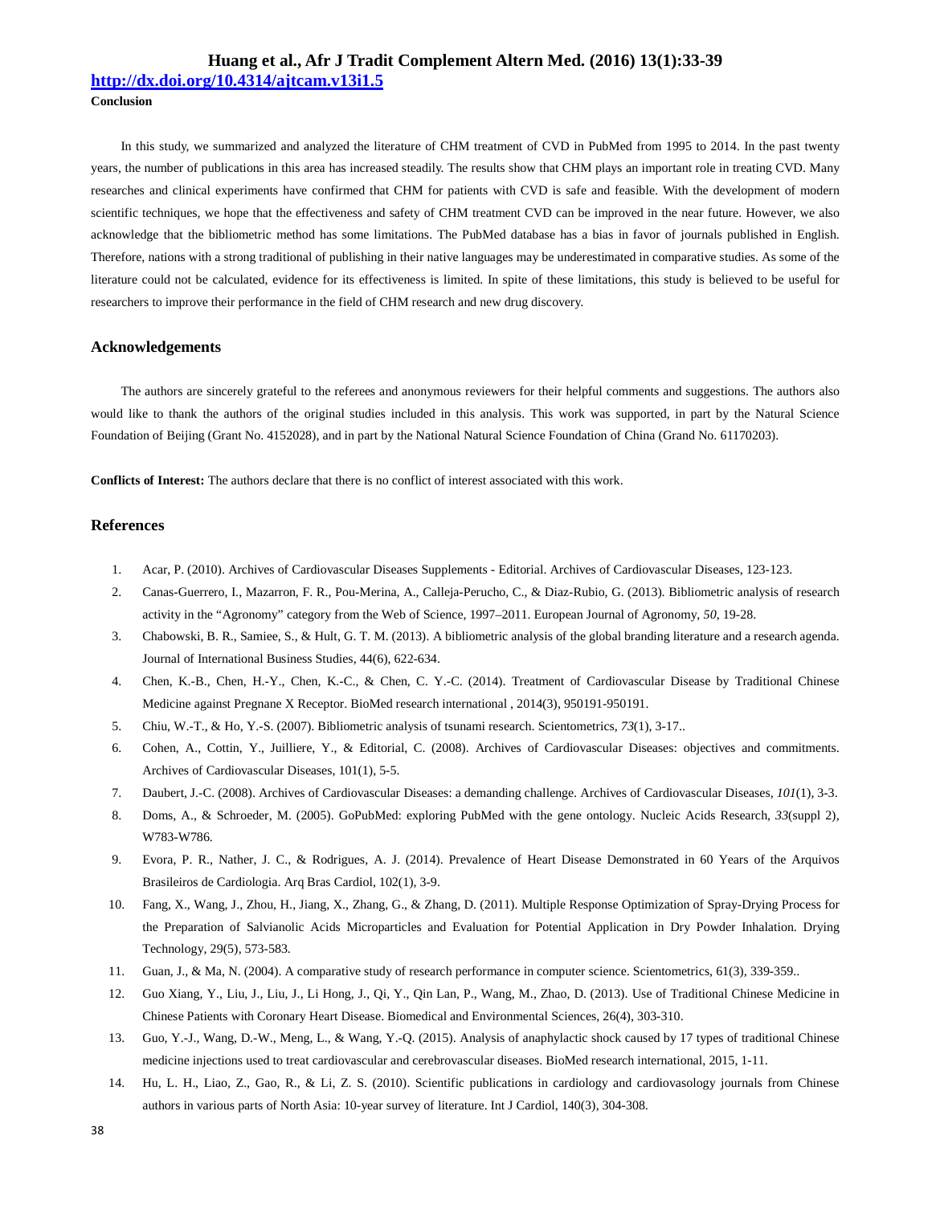## Conclusion

In this study, we summarized and analyzed the literature of CHM treatment of CVD in PubMed from 1995 to 2014. In the past twenty years, the number of publications in this area has increased steadily. The results show that CHM plays an important role in treating CVD. Many researches and clinical experiments have confirmed that CHM for patients with CVD is safe and feasible. With the development of modern scientific techniques, we hope that the effectiveness and safety of CHM treatment CVD can be improved in the near future. However, we also acknowledge that the bibliometric method has some limitations. The PubMed database has a bias in favor of journals published in English. Therefore, nations with a strong traditional of publishing in their native languages may be underestimated in comparative studies. As some of the literature could not be calculated, evidence for its effectiveness is limited. In spite of these limitations, this study is believed to be useful for researchers to improve their performance in the field of CHM research and new drug discovery.

## Acknowledgements

The authors are sincerely grateful to the referees and anonymous reviewers for their helpful comments and suggestions. The authors also would like to thank the authors of the original studies included in this analysis. This work was supported, in part by the Natural Science Foundation of Beijing (Grant No. 4152028), and in part by the National Natural Science Foundation of China (Grand No. 61170203).

**Conflicts of Interest:** The authors declare that there is no conflict of interest associated with this work.

## References

1. Acar, P. (2010). Archives of Cardiovascular Diseases Supplements - Editorial. Archives of Cardiovascular Diseases, 123-123.
2. Canas-Guerrero, I., Mazarron, F. R., Pou-Merina, A., Calleja-Perucho, C., & Diaz-Rubio, G. (2013). Bibliometric analysis of research activity in the "Agronomy" category from the Web of Science, 1997–2011. European Journal of Agronomy, *50*, 19-28.
3. Chabowski, B. R., Samiee, S., & Hult, G. T. M. (2013). A bibliometric analysis of the global branding literature and a research agenda. Journal of International Business Studies, 44(6), 622-634.
4. Chen, K.-B., Chen, H.-Y., Chen, K.-C., & Chen, C. Y.-C. (2014). Treatment of Cardiovascular Disease by Traditional Chinese Medicine against Pregnane X Receptor. BioMed research international , 2014(3), 950191-950191.
5. Chiu, W.-T., & Ho, Y.-S. (2007). Bibliometric analysis of tsunami research. Scientometrics, *73*(1), 3-17..
6. Cohen, A., Cottin, Y., Juilliere, Y., & Editorial, C. (2008). Archives of Cardiovascular Diseases: objectives and commitments. Archives of Cardiovascular Diseases, 101(1), 5-5.
7. Daubert, J.-C. (2008). Archives of Cardiovascular Diseases: a demanding challenge. Archives of Cardiovascular Diseases, *101*(1), 3-3.
8. Doms, A., & Schroeder, M. (2005). GoPubMed: exploring PubMed with the gene ontology. Nucleic Acids Research, *33*(suppl 2), W783-W786.
9. Evora, P. R., Nather, J. C., & Rodrigues, A. J. (2014). Prevalence of Heart Disease Demonstrated in 60 Years of the Arquivos Brasileiros de Cardiologia. Arq Bras Cardiol, 102(1), 3-9.
10. Fang, X., Wang, J., Zhou, H., Jiang, X., Zhang, G., & Zhang, D. (2011). Multiple Response Optimization of Spray-Drying Process for the Preparation of Salvianolic Acids Microparticles and Evaluation for Potential Application in Dry Powder Inhalation. Drying Technology, 29(5), 573-583.
11. Guan, J., & Ma, N. (2004). A comparative study of research performance in computer science. Scientometrics, 61(3), 339-359..
12. Guo Xiang, Y., Liu, J., Liu, J., Li Hong, J., Qi, Y., Qin Lan, P., Wang, M., Zhao, D. (2013). Use of Traditional Chinese Medicine in Chinese Patients with Coronary Heart Disease. Biomedical and Environmental Sciences, 26(4), 303-310.
13. Guo, Y.-J., Wang, D.-W., Meng, L., & Wang, Y.-Q. (2015). Analysis of anaphylactic shock caused by 17 types of traditional Chinese medicine injections used to treat cardiovascular and cerebrovascular diseases. BioMed research international, 2015, 1-11.
14. Hu, L. H., Liao, Z., Gao, R., & Li, Z. S. (2010). Scientific publications in cardiology and cardiovasology journals from Chinese authors in various parts of North Asia: 10-year survey of literature. Int J Cardiol, 140(3), 304-308.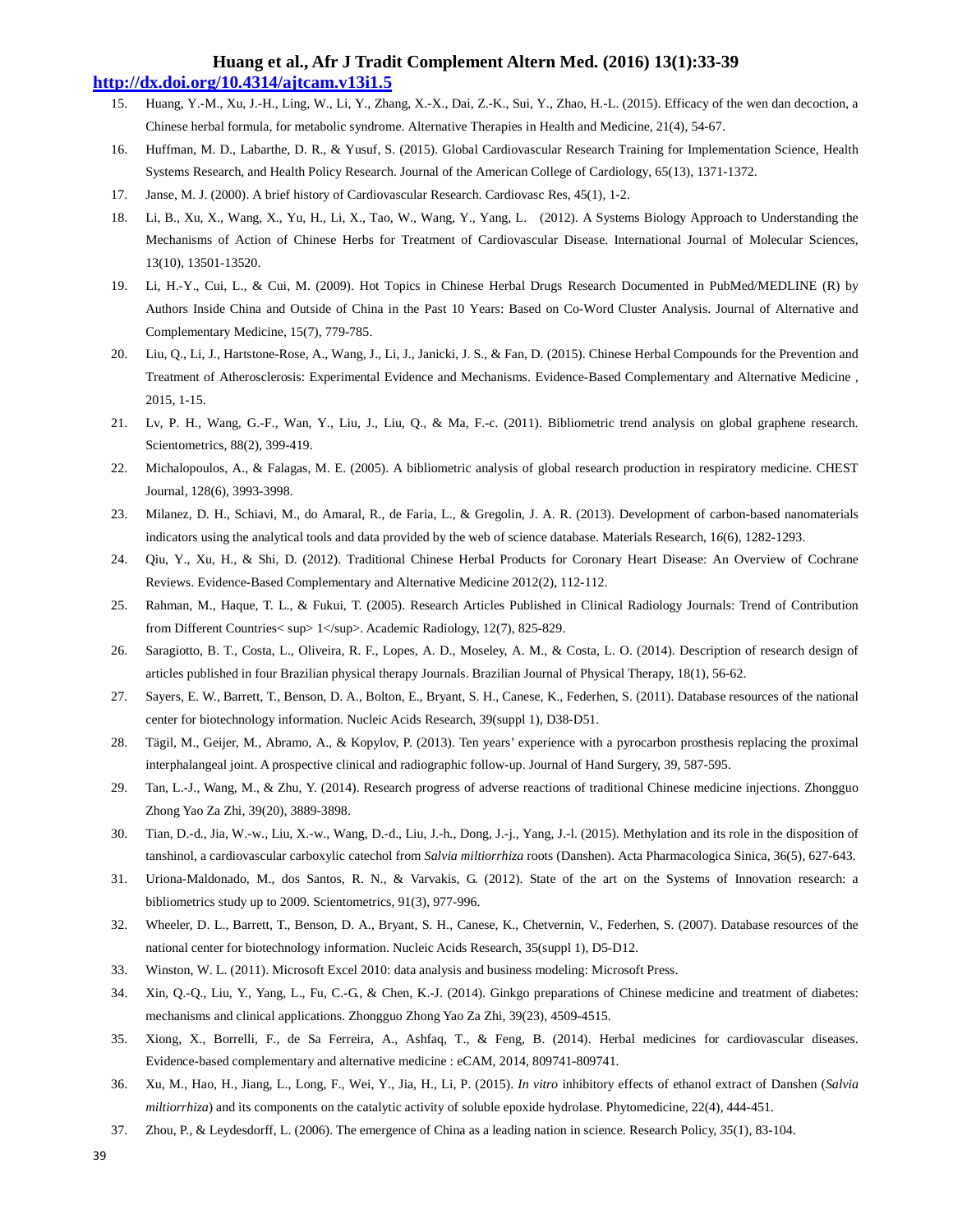15. Huang, Y.-M., Xu, J.-H., Ling, W., Li, Y., Zhang, X.-X., Dai, Z.-K., Sui, Y., Zhao, H.-L. (2015). Efficacy of the wen dan decoction, a Chinese herbal formula, for metabolic syndrome. Alternative Therapies in Health and Medicine, 21(4), 54-67.
16. Huffman, M. D., Labarthe, D. R., & Yusuf, S. (2015). Global Cardiovascular Research Training for Implementation Science, Health Systems Research, and Health Policy Research. Journal of the American College of Cardiology, 65(13), 1371-1372.
17. Janse, M. J. (2000). A brief history of Cardiovascular Research. Cardiovasc Res, 45(1), 1-2.
18. Li, B., Xu, X., Wang, X., Yu, H., Li, X., Tao, W., Wang, Y., Yang, L. (2012). A Systems Biology Approach to Understanding the Mechanisms of Action of Chinese Herbs for Treatment of Cardiovascular Disease. International Journal of Molecular Sciences, 13(10), 13501-13520.
19. Li, H.-Y., Cui, L., & Cui, M. (2009). Hot Topics in Chinese Herbal Drugs Research Documented in PubMed/MEDLINE (R) by Authors Inside China and Outside of China in the Past 10 Years: Based on Co-Word Cluster Analysis. Journal of Alternative and Complementary Medicine, 15(7), 779-785.
20. Liu, Q., Li, J., Hartstone-Rose, A., Wang, J., Li, J., Janicki, J. S., & Fan, D. (2015). Chinese Herbal Compounds for the Prevention and Treatment of Atherosclerosis: Experimental Evidence and Mechanisms. Evidence-Based Complementary and Alternative Medicine , 2015, 1-15.
21. Lv, P. H., Wang, G.-F., Wan, Y., Liu, J., Liu, Q., & Ma, F.-c. (2011). Bibliometric trend analysis on global graphene research. Scientometrics, 88(2), 399-419.
22. Michalopoulos, A., & Falagas, M. E. (2005). A bibliometric analysis of global research production in respiratory medicine. CHEST Journal, 128(6), 3993-3998.
23. Milanez, D. H., Schiavi, M., do Amaral, R., de Faria, L., & Gregolin, J. A. R. (2013). Development of carbon-based nanomaterials indicators using the analytical tools and data provided by the web of science database. Materials Research, 16(6), 1282-1293.
24. Qiu, Y., Xu, H., & Shi, D. (2012). Traditional Chinese Herbal Products for Coronary Heart Disease: An Overview of Cochrane Reviews. Evidence-Based Complementary and Alternative Medicine 2012(2), 112-112.
25. Rahman, M., Haque, T. L., & Fukui, T. (2005). Research Articles Published in Clinical Radiology Journals: Trend of Contribution from Different Countries< sup> 1</sup>. Academic Radiology, 12(7), 825-829.
26. Saragiotto, B. T., Costa, L., Oliveira, R. F., Lopes, A. D., Moseley, A. M., & Costa, L. O. (2014). Description of research design of articles published in four Brazilian physical therapy Journals. Brazilian Journal of Physical Therapy, 18(1), 56-62.
27. Sayers, E. W., Barrett, T., Benson, D. A., Bolton, E., Bryant, S. H., Canese, K., Federhen, S. (2011). Database resources of the national center for biotechnology information. Nucleic Acids Research, 39(suppl 1), D38-D51.
28. Tägil, M., Geijer, M., Abramo, A., & Kopylov, P. (2013). Ten years' experience with a pyrocarbon prosthesis replacing the proximal interphalangeal joint. A prospective clinical and radiographic follow-up. Journal of Hand Surgery, 39, 587-595.
29. Tan, L.-J., Wang, M., & Zhu, Y. (2014). Research progress of adverse reactions of traditional Chinese medicine injections. Zhongguo Zhong Yao Za Zhi, 39(20), 3889-3898.
30. Tian, D.-d., Jia, W.-w., Liu, X.-w., Wang, D.-d., Liu, J.-h., Dong, J.-j., Yang, J.-l. (2015). Methylation and its role in the disposition of tanshinol, a cardiovascular carboxylic catechol from *Salvia miltiorrhiza* roots (Danshen). Acta Pharmacologica Sinica, 36(5), 627-643.
31. Uriona-Maldonado, M., dos Santos, R. N., & Varvakis, G. (2012). State of the art on the Systems of Innovation research: a bibliometrics study up to 2009. Scientometrics, 91(3), 977-996.
32. Wheeler, D. L., Barrett, T., Benson, D. A., Bryant, S. H., Canese, K., Chetvernin, V., Federhen, S. (2007). Database resources of the national center for biotechnology information. Nucleic Acids Research, 35(suppl 1), D5-D12.
33. Winston, W. L. (2011). Microsoft Excel 2010: data analysis and business modeling: Microsoft Press.
34. Xin, Q.-Q., Liu, Y., Yang, L., Fu, C.-G., & Chen, K.-J. (2014). Ginkgo preparations of Chinese medicine and treatment of diabetes: mechanisms and clinical applications. Zhongguo Zhong Yao Za Zhi, 39(23), 4509-4515.
35. Xiong, X., Borrelli, F., de Sa Ferreira, A., Ashfaq, T., & Feng, B. (2014). Herbal medicines for cardiovascular diseases. Evidence-based complementary and alternative medicine : eCAM, 2014, 809741-809741.
36. Xu, M., Hao, H., Jiang, L., Long, F., Wei, Y., Jia, H., Li, P. (2015). *In vitro* inhibitory effects of ethanol extract of Danshen (*Salvia miltiorrhiza*) and its components on the catalytic activity of soluble epoxide hydrolase. Phytomedicine, 22(4), 444-451.
37. Zhou, P., & Leydesdorff, L. (2006). The emergence of China as a leading nation in science. Research Policy, *35*(1), 83-104.